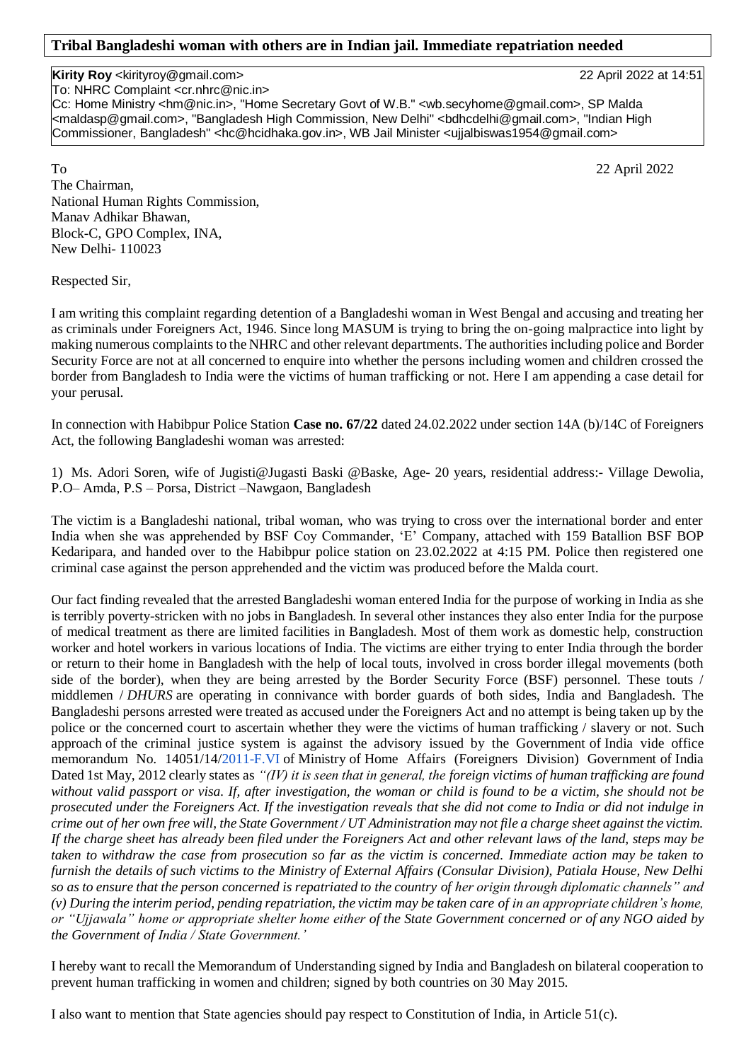**Tribal Bangladeshi woman with others are in Indian jail. Immediate repatriation needed**

**Kirity Roy** <kirityroy@gmail.com> 22 April 2022 at 14:51
To: NHRC Complaint <cr.nhrc@nic.in>
Cc: Home Ministry <hm@nic.in>, "Home Secretary Govt of W.B." <wb.secyhome@gmail.com>, SP Malda <maldasp@gmail.com>, "Bangladesh High Commission, New Delhi" <bdhcdelhi@gmail.com>, "Indian High Commissioner, Bangladesh" <hc@hcidhaka.gov.in>, WB Jail Minister <ujjalbiswas1954@gmail.com>

To 22 April 2022

The Chairman,
National Human Rights Commission,
Manav Adhikar Bhawan,
Block-C, GPO Complex, INA,
New Delhi- 110023

Respected Sir,

I am writing this complaint regarding detention of a Bangladeshi woman in West Bengal and accusing and treating her as criminals under Foreigners Act, 1946. Since long MASUM is trying to bring the on-going malpractice into light by making numerous complaints to the NHRC and other relevant departments. The authorities including police and Border Security Force are not at all concerned to enquire into whether the persons including women and children crossed the border from Bangladesh to India were the victims of human trafficking or not. Here I am appending a case detail for your perusal.

In connection with Habibpur Police Station **Case no. 67/22** dated 24.02.2022 under section 14A (b)/14C of Foreigners Act, the following Bangladeshi woman was arrested:

1) Ms. Adori Soren, wife of Jugisti@Jugasti Baski @Baske, Age- 20 years, residential address:- Village Dewolia, P.O– Amda, P.S – Porsa, District –Nawgaon, Bangladesh

The victim is a Bangladeshi national, tribal woman, who was trying to cross over the international border and enter India when she was apprehended by BSF Coy Commander, 'E' Company, attached with 159 Batallion BSF BOP Kedaripara, and handed over to the Habibpur police station on 23.02.2022 at 4:15 PM. Police then registered one criminal case against the person apprehended and the victim was produced before the Malda court.

Our fact finding revealed that the arrested Bangladeshi woman entered India for the purpose of working in India as she is terribly poverty-stricken with no jobs in Bangladesh. In several other instances they also enter India for the purpose of medical treatment as there are limited facilities in Bangladesh. Most of them work as domestic help, construction worker and hotel workers in various locations of India. The victims are either trying to enter India through the border or return to their home in Bangladesh with the help of local touts, involved in cross border illegal movements (both side of the border), when they are being arrested by the Border Security Force (BSF) personnel. These touts / middlemen / *DHURS* are operating in connivance with border guards of both sides, India and Bangladesh. The Bangladeshi persons arrested were treated as accused under the Foreigners Act and no attempt is being taken up by the police or the concerned court to ascertain whether they were the victims of human trafficking / slavery or not. Such approach of the criminal justice system is against the advisory issued by the Government of India vide office memorandum No. 14051/14/2011-F.VI of Ministry of Home Affairs (Foreigners Division) Government of India Dated 1st May, 2012 clearly states as *"(IV) it is seen that in general, the foreign victims of human trafficking are found without valid passport or visa. If, after investigation, the woman or child is found to be a victim, she should not be prosecuted under the Foreigners Act. If the investigation reveals that she did not come to India or did not indulge in crime out of her own free will, the State Government / UT Administration may not file a charge sheet against the victim. If the charge sheet has already been filed under the Foreigners Act and other relevant laws of the land, steps may be taken to withdraw the case from prosecution so far as the victim is concerned. Immediate action may be taken to furnish the details of such victims to the Ministry of External Affairs (Consular Division), Patiala House, New Delhi so as to ensure that the person concerned is repatriated to the country of her origin through diplomatic channels" and (v) During the interim period, pending repatriation, the victim may be taken care of in an appropriate children's home, or "Ujjawala" home or appropriate shelter home either of the State Government concerned or of any NGO aided by the Government of India / State Government.'*

I hereby want to recall the Memorandum of Understanding signed by India and Bangladesh on bilateral cooperation to prevent human trafficking in women and children; signed by both countries on 30 May 2015.

I also want to mention that State agencies should pay respect to Constitution of India, in Article 51(c).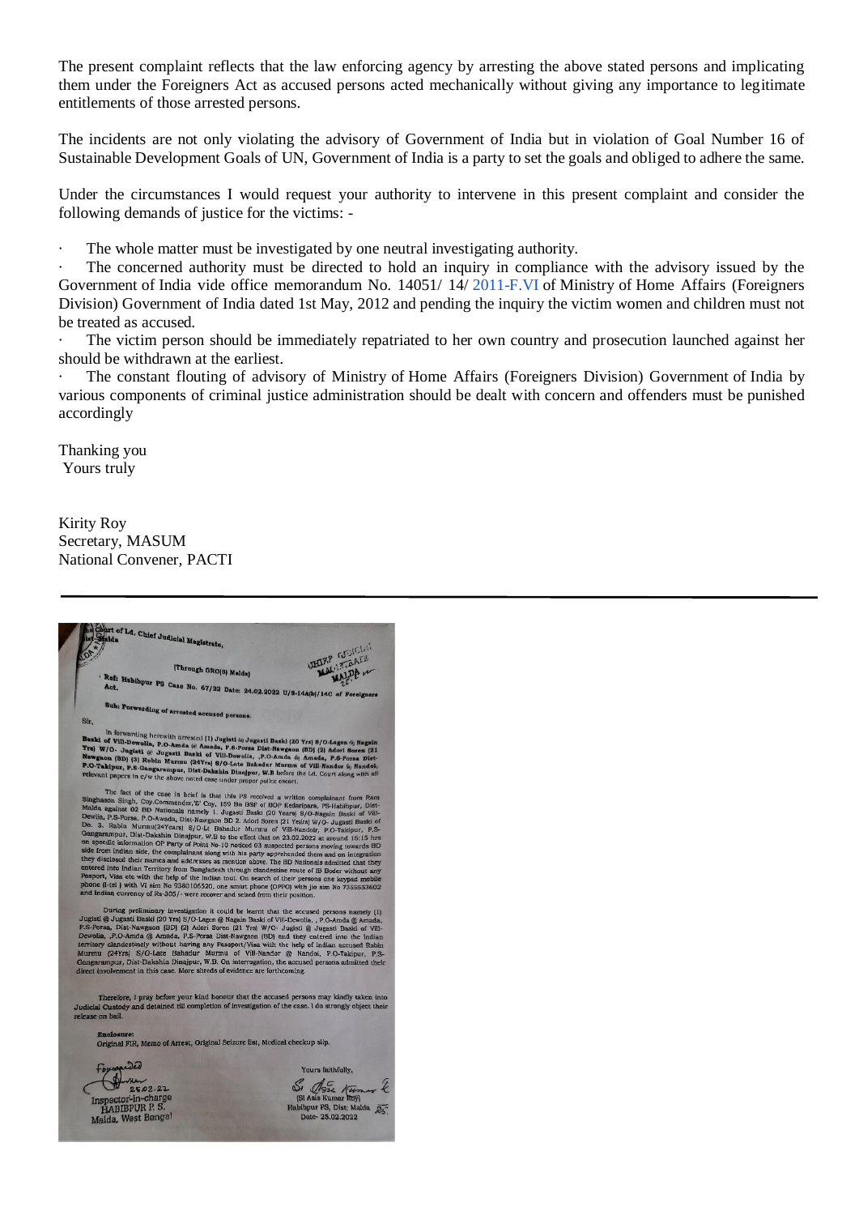The present complaint reflects that the law enforcing agency by arresting the above stated persons and implicating them under the Foreigners Act as accused persons acted mechanically without giving any importance to legitimate entitlements of those arrested persons.

The incidents are not only violating the advisory of Government of India but in violation of Goal Number 16 of Sustainable Development Goals of UN, Government of India is a party to set the goals and obliged to adhere the same.

Under the circumstances I would request your authority to intervene in this present complaint and consider the following demands of justice for the victims: -

- The whole matter must be investigated by one neutral investigating authority.
- The concerned authority must be directed to hold an inquiry in compliance with the advisory issued by the Government of India vide office memorandum No. 14051/ 14/ 2011-F.VI of Ministry of Home Affairs (Foreigners Division) Government of India dated 1st May, 2012 and pending the inquiry the victim women and children must not be treated as accused.
- The victim person should be immediately repatriated to her own country and prosecution launched against her should be withdrawn at the earliest.
- The constant flouting of advisory of Ministry of Home Affairs (Foreigners Division) Government of India by various components of criminal justice administration should be dealt with concern and offenders must be punished accordingly

Thanking you
Yours truly

Kirity Roy
Secretary, MASUM
National Convener, PACTI

---

The Court of Ld. Chief Judicial Magistrate,
Dist- Malda

(Through GRO(S) Malda)

Ref: Habibpur PS Case No. 67/22 Date: 24.02.2022 U/S-14A(b)/14C of Foreigners Act.

Sub: Forwarding of arrested accused persons.

Sir,

In forwarding herewith arrested (1) Jugisti @ Jugasti Baski (20 Yrs) S/O-Lagen @ Nagain Baski of Vill-Dewolia, P.O-Amda @ Amada, P.S-Porsa Dist-Nawgaon (BD) (2) Adori Soren (21 Yrs) W/O- Jugisti @ Jugasti Baski of Vill-Dewolia, ,P.O-Amda @ Amada, P.S-Porsa Dist-Nawgaon (BD) (3) Robin Murmu (24Yrs) S/O-Late Bahadur Murmu of Vill-Nandor @ Nandoi, P.O-Takipur, P.S-Gangarampur, Dist-Dakshin Dinajpur, W.B before the Ld. Court along with all relevant papers in c/w the above noted case under proper police escort.

The fact of the case in brief is that this PS received a written complainant from Ram Singhason Singh, Coy.Commander,'E' Coy, 159 Bn BSF of BOP Kedaripara, PS-Habibpur, Dist-Malda against 02 BD Nationals namely 1. Jugasti Baski (20 Years) S/O-Nagain Baski of Vill-Dewlia, P.S-Porsa, P.O-Awada, Dist-Nawgaon BD 2. Adori Soren (21 Yesrs) W/O- Jugasti Baski of Do. 3. Rabin Murmu(24Years) S/O-Lt Bahadur Murmu of Vill-Nandoir, P.O-Takipur, P.S-Gangarampur, Dist-Dakshin Dinajpur, W.B to the effect that on 23.02.2022 at around 16:15 hrs on specific information OP Party of Point No-10 noticed 03 suspected persons moving towards BD side from Indian side, the complainant along with his party apprehended them and on integration they disclosed their names and addresses as mention above. The BD Nationals admitted that they entered into Indian Territory from Bangladesh through clandestine route of IB Boder without any Pasport, Visa etc with the help of the Indian tout. On search of their persons one keypad mobile phone (I-tel ) with VI sim No 9380106520, one smart phone (OPPO) with jio sim No 7355553602 and Indian currency of Rs-305/- were recover and seized from their position.

During preliminary investigation it could be learnt that the accused persons namely (1) Jugisti @ Jugasti Baski (20 Yrs) S/O-Lagen @ Nagain Baski of Vill-Dewolia, , P.O-Amda @ Amada, P.S-Porsa, Dist-Nawgaon (BD) (2) Adori Soren (21 Yrs) W/O- Jugisti @ Jugasti Baski of Vill-Dewolia, ,P.O-Amda @ Amada, P.S-Porsa Dist-Nawgaon (BD) and they entered into the Indian territory clandestinely without having any Passport/Visa with the help of Indian accused Robin Murmu (24Yrs) S/O-Late Bahadur Murmu of Vill-Nandor @ Nandoi, P.O-Takipur, P.S-Gangarampur, Dist-Dakshin Dinajpur, W.B. On interrogation, the accused persons admitted their direct involvement in this case. More shreds of evidence are forthcoming.

Therefore, I pray before your kind honour that the accused persons may kindly taken into Judicial Custody and detained till completion of investigation of the case. I do strongly object their release on bail.

Enclosure:
Original FIR, Memo of Arrest, Original Seizure list, Medical checkup slip.

Forwarded
25.02.22
Inspector-in-charge
HABIBPUR P. S.
Malda, West Bengal

Yours faithfully,
(SI Asis Kumar Roy)
Habibpur PS, Dist: Malda
Date- 25.02.2022